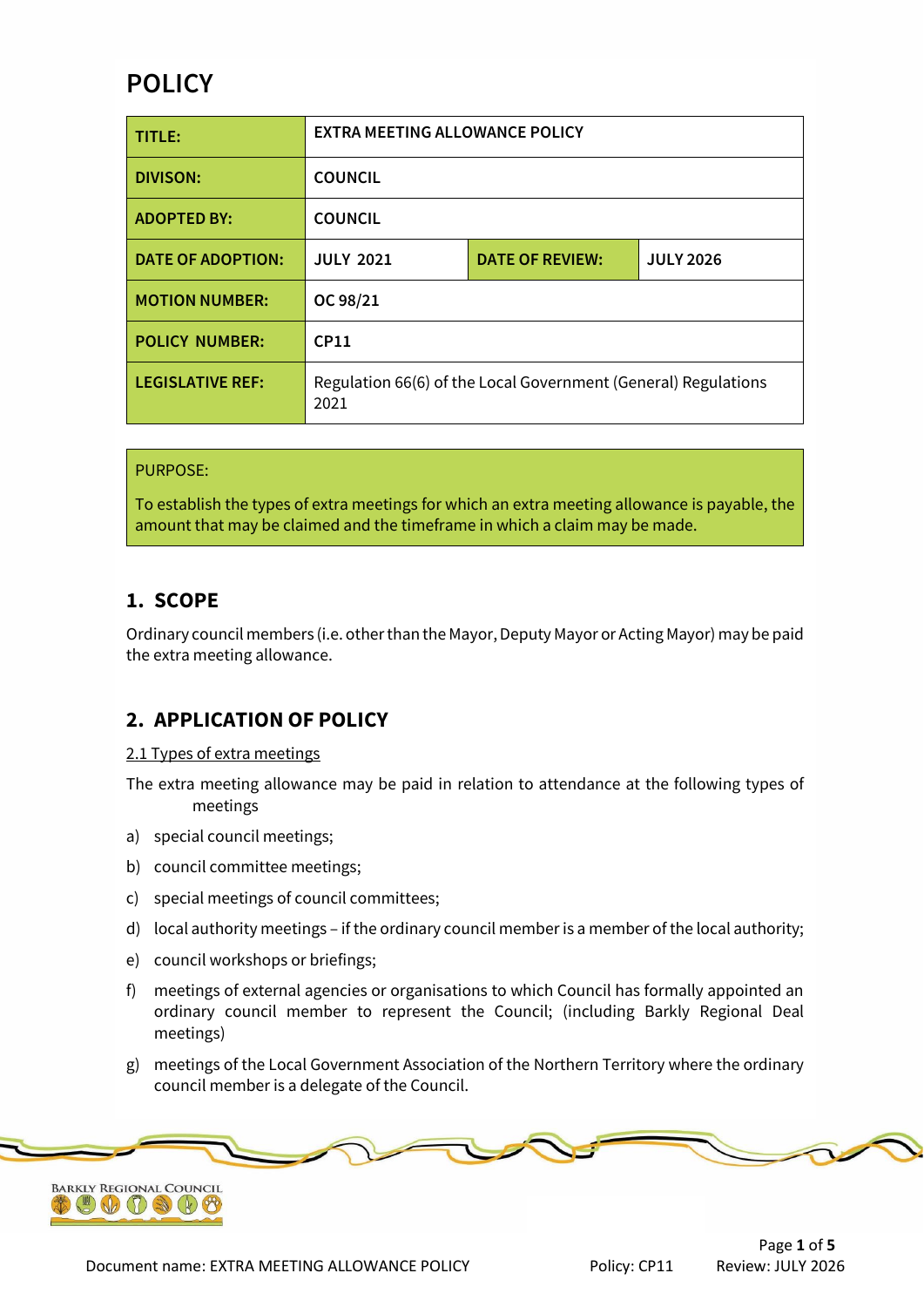# POLICY

| TITLE: | EXTRA MEETING ALLOWANCE POLICY | | |
|---|---|---|---|
| DIVISON: | COUNCIL | | |
| ADOPTED BY: | COUNCIL | | |
| DATE OF ADOPTION: | JULY 2021 | DATE OF REVIEW: | JULY 2026 |
| MOTION NUMBER: | OC 98/21 | | |
| POLICY NUMBER: | CP11 | | |
| LEGISLATIVE REF: | Regulation 66(6) of the Local Government (General) Regulations 2021 | | |

PURPOSE:

To establish the types of extra meetings for which an extra meeting allowance is payable, the amount that may be claimed and the timeframe in which a claim may be made.

## 1. SCOPE

Ordinary council members (i.e. other than the Mayor, Deputy Mayor or Acting Mayor) may be paid the extra meeting allowance.

## 2. APPLICATION OF POLICY

2.1 Types of extra meetings

The extra meeting allowance may be paid in relation to attendance at the following types of meetings

a) special council meetings;

b) council committee meetings;

c) special meetings of council committees;

d) local authority meetings – if the ordinary council member is a member of the local authority;

e) council workshops or briefings;

f) meetings of external agencies or organisations to which Council has formally appointed an ordinary council member to represent the Council; (including Barkly Regional Deal meetings)

g) meetings of the Local Government Association of the Northern Territory where the ordinary council member is a delegate of the Council.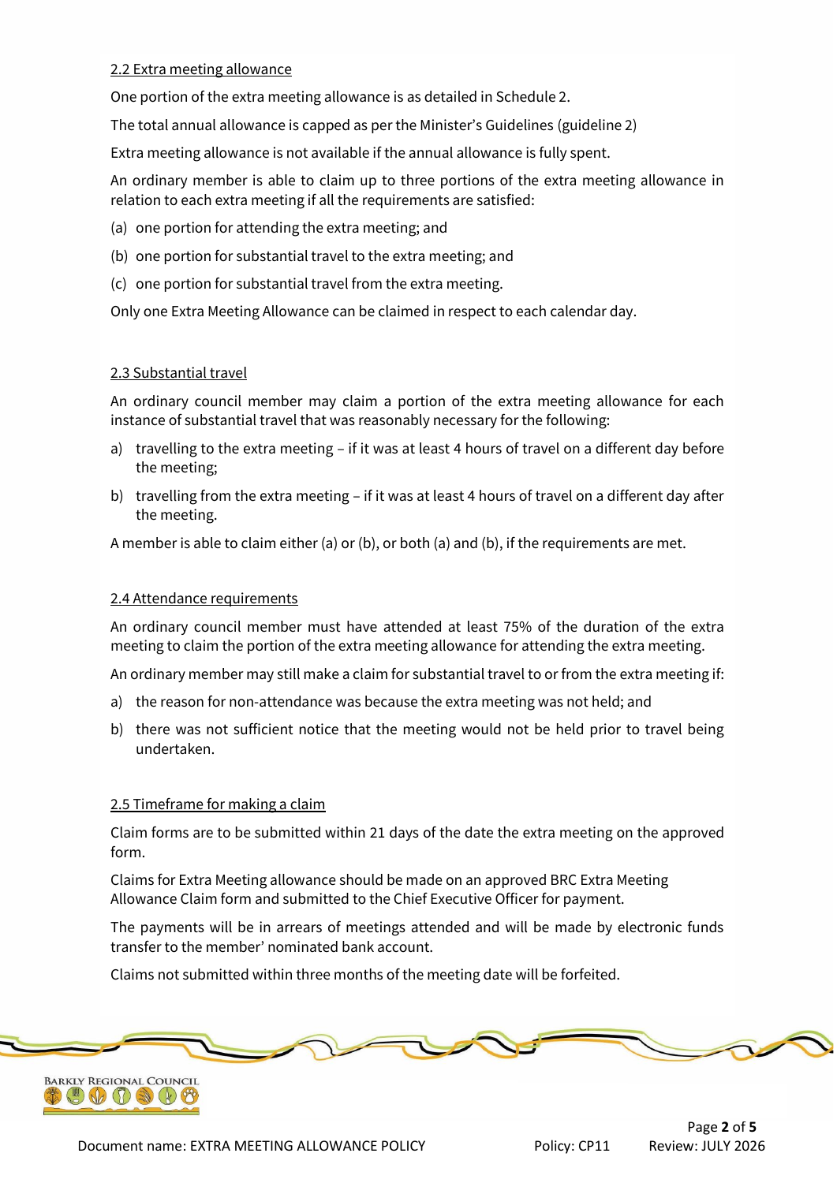2.2 Extra meeting allowance

One portion of the extra meeting allowance is as detailed in Schedule 2.

The total annual allowance is capped as per the Minister's Guidelines (guideline 2)

Extra meeting allowance is not available if the annual allowance is fully spent.

An ordinary member is able to claim up to three portions of the extra meeting allowance in relation to each extra meeting if all the requirements are satisfied:

(a) one portion for attending the extra meeting; and

(b) one portion for substantial travel to the extra meeting; and

(c) one portion for substantial travel from the extra meeting.

Only one Extra Meeting Allowance can be claimed in respect to each calendar day.

2.3 Substantial travel

An ordinary council member may claim a portion of the extra meeting allowance for each instance of substantial travel that was reasonably necessary for the following:

a) travelling to the extra meeting – if it was at least 4 hours of travel on a different day before the meeting;

b) travelling from the extra meeting – if it was at least 4 hours of travel on a different day after the meeting.

A member is able to claim either (a) or (b), or both (a) and (b), if the requirements are met.

2.4 Attendance requirements

An ordinary council member must have attended at least 75% of the duration of the extra meeting to claim the portion of the extra meeting allowance for attending the extra meeting.

An ordinary member may still make a claim for substantial travel to or from the extra meeting if:

a) the reason for non-attendance was because the extra meeting was not held; and

b) there was not sufficient notice that the meeting would not be held prior to travel being undertaken.

2.5 Timeframe for making a claim

Claim forms are to be submitted within 21 days of the date the extra meeting on the approved form.

Claims for Extra Meeting allowance should be made on an approved BRC Extra Meeting Allowance Claim form and submitted to the Chief Executive Officer for payment.

The payments will be in arrears of meetings attended and will be made by electronic funds transfer to the member' nominated bank account.

Claims not submitted within three months of the meeting date will be forfeited.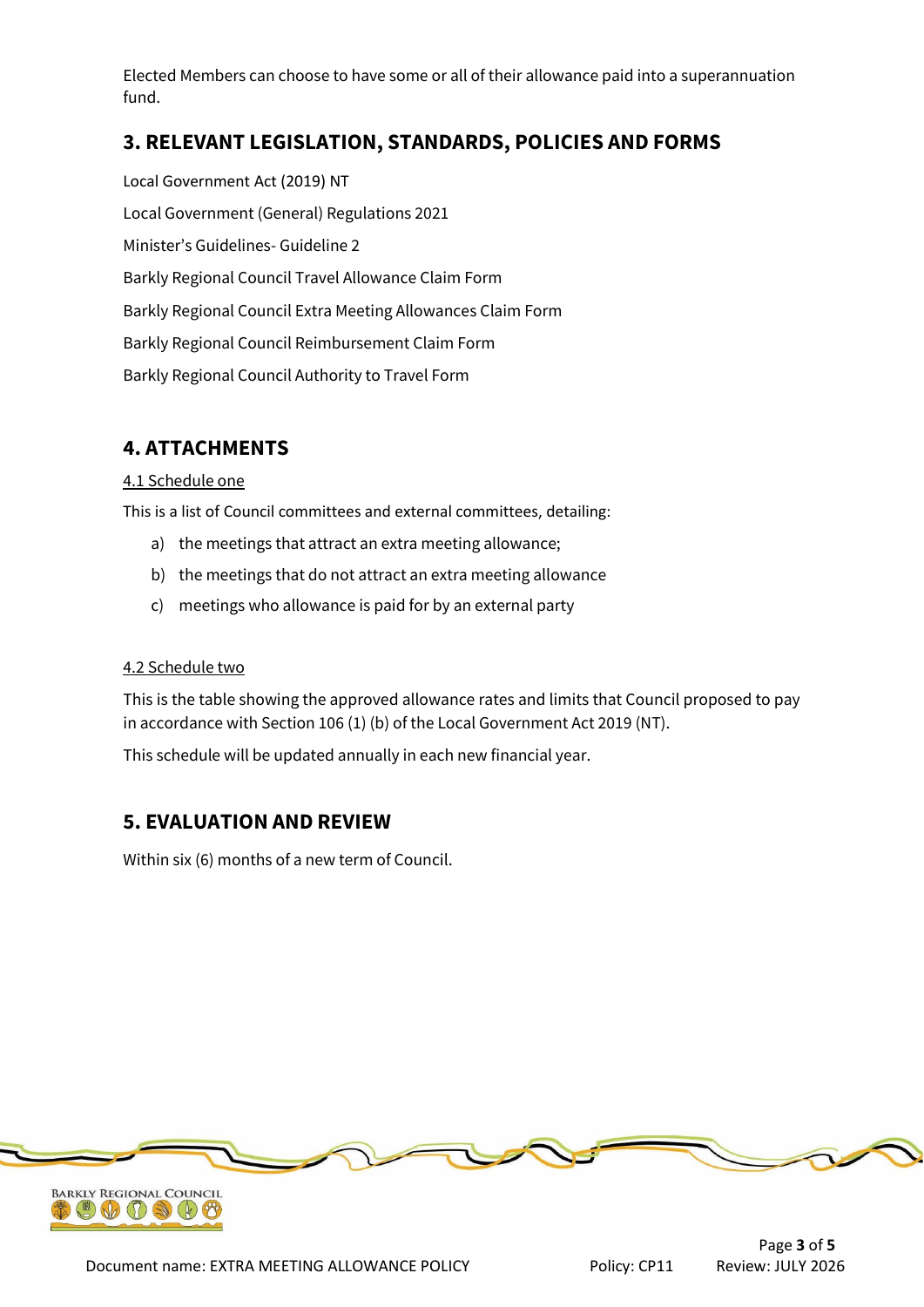Elected Members can choose to have some or all of their allowance paid into a superannuation fund.

## 3. RELEVANT LEGISLATION, STANDARDS, POLICIES AND FORMS

Local Government Act (2019) NT

Local Government (General) Regulations 2021

Minister's Guidelines- Guideline 2

Barkly Regional Council Travel Allowance Claim Form

Barkly Regional Council Extra Meeting Allowances Claim Form

Barkly Regional Council Reimbursement Claim Form

Barkly Regional Council Authority to Travel Form

## 4. ATTACHMENTS

4.1 Schedule one

This is a list of Council committees and external committees, detailing:

a) the meetings that attract an extra meeting allowance;
b) the meetings that do not attract an extra meeting allowance
c) meetings who allowance is paid for by an external party

4.2 Schedule two

This is the table showing the approved allowance rates and limits that Council proposed to pay in accordance with Section 106 (1) (b) of the Local Government Act 2019 (NT).

This schedule will be updated annually in each new financial year.

## 5. EVALUATION AND REVIEW

Within six (6) months of a new term of Council.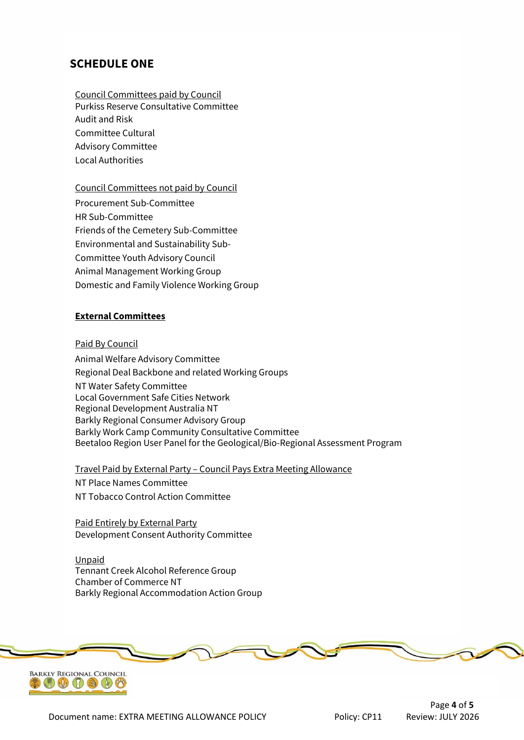## SCHEDULE ONE

Council Committees paid by Council

Purkiss Reserve Consultative Committee
Audit and Risk
Committee Cultural
Advisory Committee
Local Authorities

Council Committees not paid by Council

Procurement Sub-Committee
HR Sub-Committee
Friends of the Cemetery Sub-Committee
Environmental and Sustainability Sub-
Committee Youth Advisory Council
Animal Management Working Group
Domestic and Family Violence Working Group

**External Committees**

Paid By Council

Animal Welfare Advisory Committee
Regional Deal Backbone and related Working Groups
NT Water Safety Committee
Local Government Safe Cities Network
Regional Development Australia NT
Barkly Regional Consumer Advisory Group
Barkly Work Camp Community Consultative Committee
Beetaloo Region User Panel for the Geological/Bio-Regional Assessment Program

Travel Paid by External Party – Council Pays Extra Meeting Allowance

NT Place Names Committee
NT Tobacco Control Action Committee

Paid Entirely by External Party

Development Consent Authority Committee

Unpaid

Tennant Creek Alcohol Reference Group
Chamber of Commerce NT
Barkly Regional Accommodation Action Group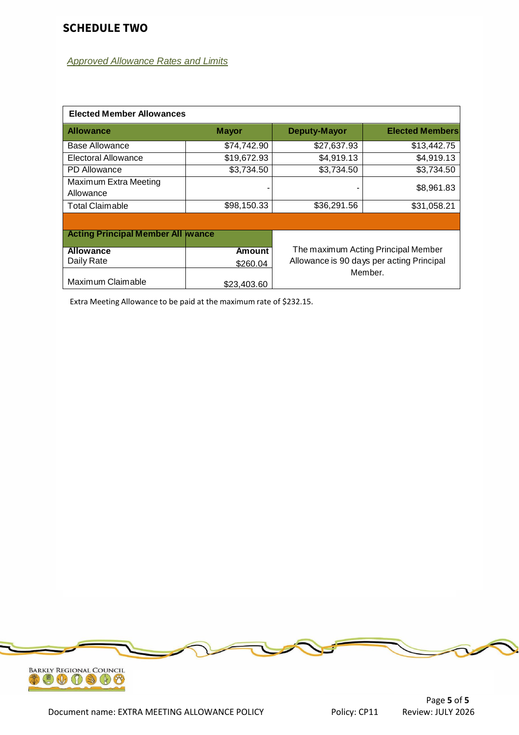## SCHEDULE TWO

*Approved Allowance Rates and Limits*

| Elected Member Allowances | | | |
|---|---|---|---|
| **Allowance** | **Mayor** | **Deputy-Mayor** | **Elected Members** |
| Base Allowance | $74,742.90 | $27,637.93 | $13,442.75 |
| Electoral Allowance | $19,672.93 | $4,919.13 | $4,919.13 |
| PD Allowance | $3,734.50 | $3,734.50 | $3,734.50 |
| Maximum Extra Meeting Allowance | - | - | $8,961.83 |
| Total Claimable | $98,150.33 | $36,291.56 | $31,058.21 |

| Acting Principal Member Allowance | | |
|---|---|---|
| **Allowance** | **Amount** | |
| Daily Rate | $260.04 | The maximum Acting Principal Member Allowance is 90 days per acting Principal Member. |
| Maximum Claimable | $23,403.60 | |

Extra Meeting Allowance to be paid at the maximum rate of $232.15.

Document name: EXTRA MEETING ALLOWANCE POLICY Policy: CP11 Review: JULY 2026